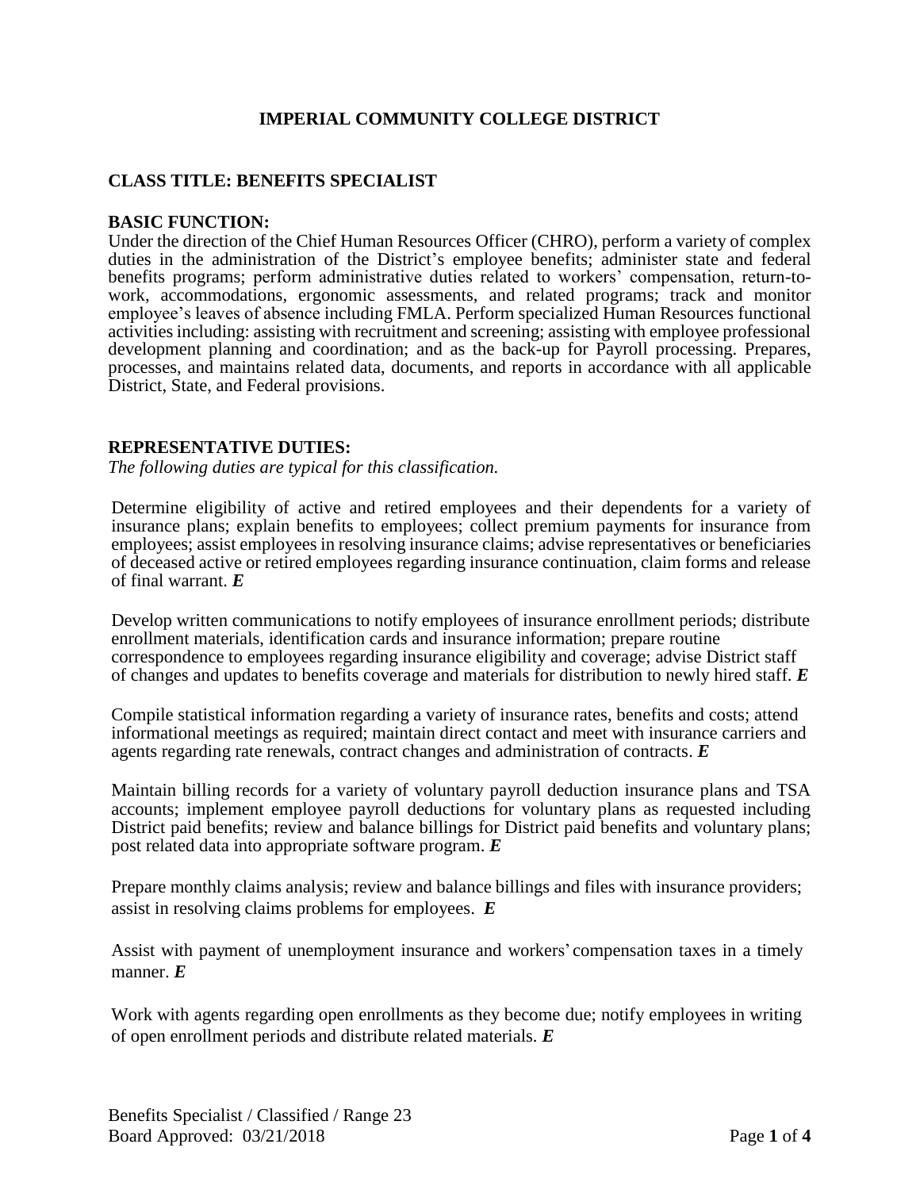# IMPERIAL COMMUNITY COLLEGE DISTRICT

## CLASS TITLE: BENEFITS SPECIALIST

### BASIC FUNCTION:

Under the direction of the Chief Human Resources Officer (CHRO), perform a variety of complex duties in the administration of the District's employee benefits; administer state and federal benefits programs; perform administrative duties related to workers' compensation, return-to-work, accommodations, ergonomic assessments, and related programs; track and monitor employee's leaves of absence including FMLA. Perform specialized Human Resources functional activities including: assisting with recruitment and screening; assisting with employee professional development planning and coordination; and as the back-up for Payroll processing. Prepares, processes, and maintains related data, documents, and reports in accordance with all applicable District, State, and Federal provisions.

### REPRESENTATIVE DUTIES:

*The following duties are typical for this classification.*

Determine eligibility of active and retired employees and their dependents for a variety of insurance plans; explain benefits to employees; collect premium payments for insurance from employees; assist employees in resolving insurance claims; advise representatives or beneficiaries of deceased active or retired employees regarding insurance continuation, claim forms and release of final warrant. ***E***

Develop written communications to notify employees of insurance enrollment periods; distribute enrollment materials, identification cards and insurance information; prepare routine correspondence to employees regarding insurance eligibility and coverage; advise District staff of changes and updates to benefits coverage and materials for distribution to newly hired staff. ***E***

Compile statistical information regarding a variety of insurance rates, benefits and costs; attend informational meetings as required; maintain direct contact and meet with insurance carriers and agents regarding rate renewals, contract changes and administration of contracts. ***E***

Maintain billing records for a variety of voluntary payroll deduction insurance plans and TSA accounts; implement employee payroll deductions for voluntary plans as requested including District paid benefits; review and balance billings for District paid benefits and voluntary plans; post related data into appropriate software program. ***E***

Prepare monthly claims analysis; review and balance billings and files with insurance providers; assist in resolving claims problems for employees. ***E***

Assist with payment of unemployment insurance and workers' compensation taxes in a timely manner. ***E***

Work with agents regarding open enrollments as they become due; notify employees in writing of open enrollment periods and distribute related materials. ***E***

Benefits Specialist / Classified / Range 23
Board Approved: 03/21/2018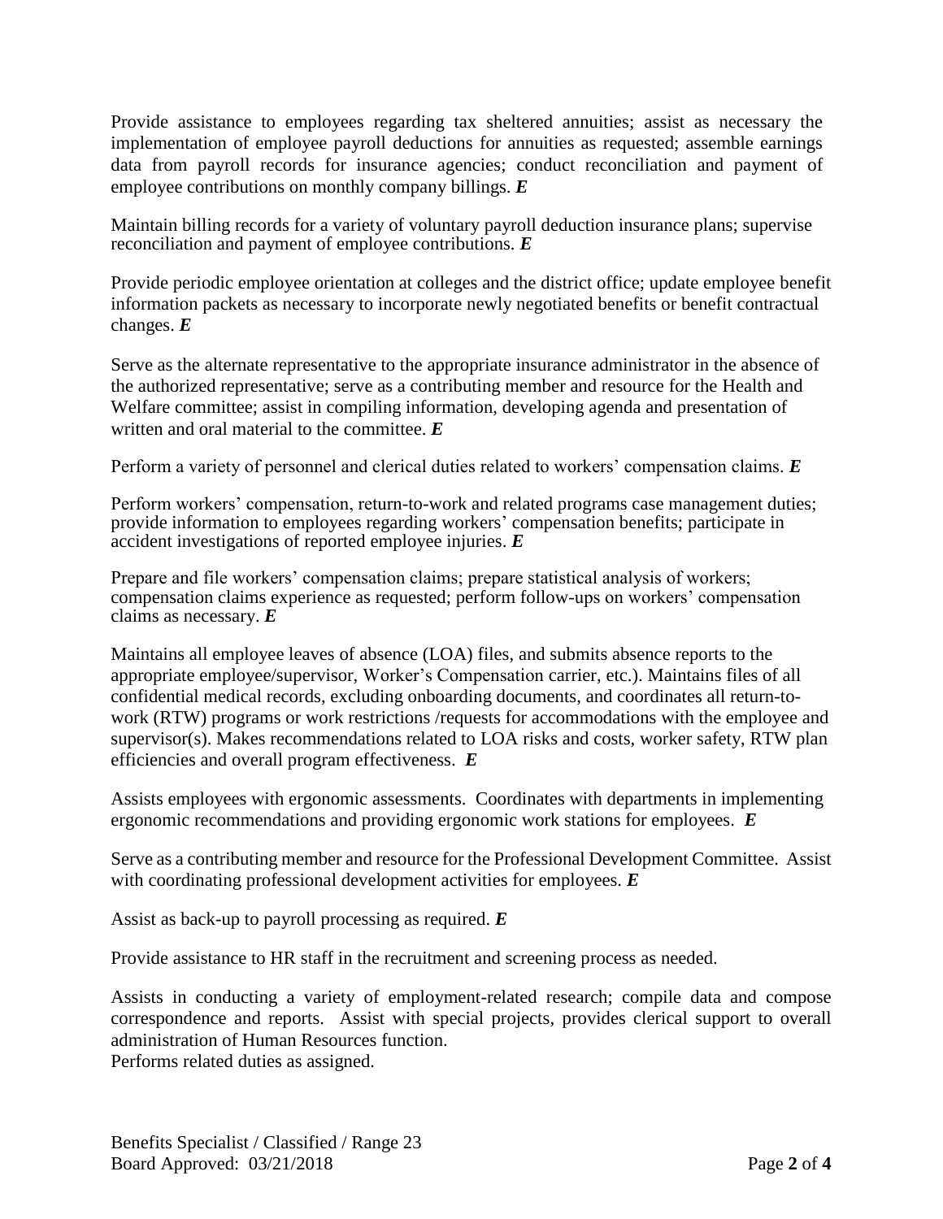Provide assistance to employees regarding tax sheltered annuities; assist as necessary the implementation of employee payroll deductions for annuities as requested; assemble earnings data from payroll records for insurance agencies; conduct reconciliation and payment of employee contributions on monthly company billings. ***E***

Maintain billing records for a variety of voluntary payroll deduction insurance plans; supervise reconciliation and payment of employee contributions. ***E***

Provide periodic employee orientation at colleges and the district office; update employee benefit information packets as necessary to incorporate newly negotiated benefits or benefit contractual changes. ***E***

Serve as the alternate representative to the appropriate insurance administrator in the absence of the authorized representative; serve as a contributing member and resource for the Health and Welfare committee; assist in compiling information, developing agenda and presentation of written and oral material to the committee. ***E***

Perform a variety of personnel and clerical duties related to workers' compensation claims. ***E***

Perform workers' compensation, return-to-work and related programs case management duties; provide information to employees regarding workers' compensation benefits; participate in accident investigations of reported employee injuries. ***E***

Prepare and file workers' compensation claims; prepare statistical analysis of workers; compensation claims experience as requested; perform follow-ups on workers' compensation claims as necessary. ***E***

Maintains all employee leaves of absence (LOA) files, and submits absence reports to the appropriate employee/supervisor, Worker's Compensation carrier, etc.). Maintains files of all confidential medical records, excluding onboarding documents, and coordinates all return-to-work (RTW) programs or work restrictions /requests for accommodations with the employee and supervisor(s). Makes recommendations related to LOA risks and costs, worker safety, RTW plan efficiencies and overall program effectiveness. ***E***

Assists employees with ergonomic assessments. Coordinates with departments in implementing ergonomic recommendations and providing ergonomic work stations for employees. ***E***

Serve as a contributing member and resource for the Professional Development Committee. Assist with coordinating professional development activities for employees. ***E***

Assist as back-up to payroll processing as required. ***E***

Provide assistance to HR staff in the recruitment and screening process as needed.

Assists in conducting a variety of employment-related research; compile data and compose correspondence and reports. Assist with special projects, provides clerical support to overall administration of Human Resources function.
Performs related duties as assigned.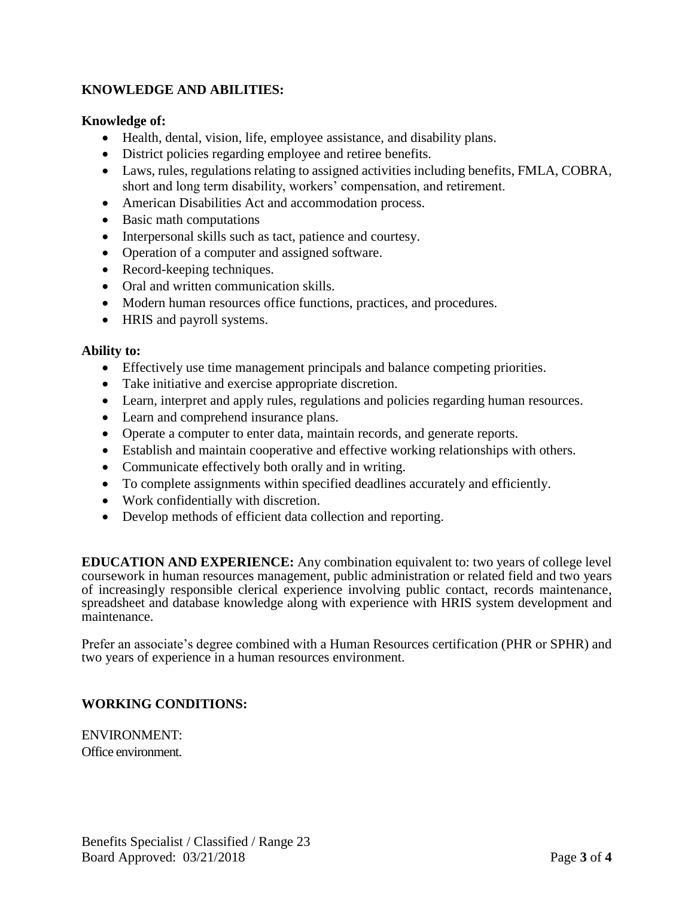**KNOWLEDGE AND ABILITIES:**

**Knowledge of:**

- Health, dental, vision, life, employee assistance, and disability plans.
- District policies regarding employee and retiree benefits.
- Laws, rules, regulations relating to assigned activities including benefits, FMLA, COBRA, short and long term disability, workers' compensation, and retirement.
- American Disabilities Act and accommodation process.
- Basic math computations
- Interpersonal skills such as tact, patience and courtesy.
- Operation of a computer and assigned software.
- Record-keeping techniques.
- Oral and written communication skills.
- Modern human resources office functions, practices, and procedures.
- HRIS and payroll systems.

**Ability to:**

- Effectively use time management principals and balance competing priorities.
- Take initiative and exercise appropriate discretion.
- Learn, interpret and apply rules, regulations and policies regarding human resources.
- Learn and comprehend insurance plans.
- Operate a computer to enter data, maintain records, and generate reports.
- Establish and maintain cooperative and effective working relationships with others.
- Communicate effectively both orally and in writing.
- To complete assignments within specified deadlines accurately and efficiently.
- Work confidentially with discretion.
- Develop methods of efficient data collection and reporting.

**EDUCATION AND EXPERIENCE:** Any combination equivalent to: two years of college level coursework in human resources management, public administration or related field and two years of increasingly responsible clerical experience involving public contact, records maintenance, spreadsheet and database knowledge along with experience with HRIS system development and maintenance.

Prefer an associate's degree combined with a Human Resources certification (PHR or SPHR) and two years of experience in a human resources environment.

**WORKING CONDITIONS:**

ENVIRONMENT:
Office environment.

Benefits Specialist / Classified / Range 23
Board Approved: 03/21/2018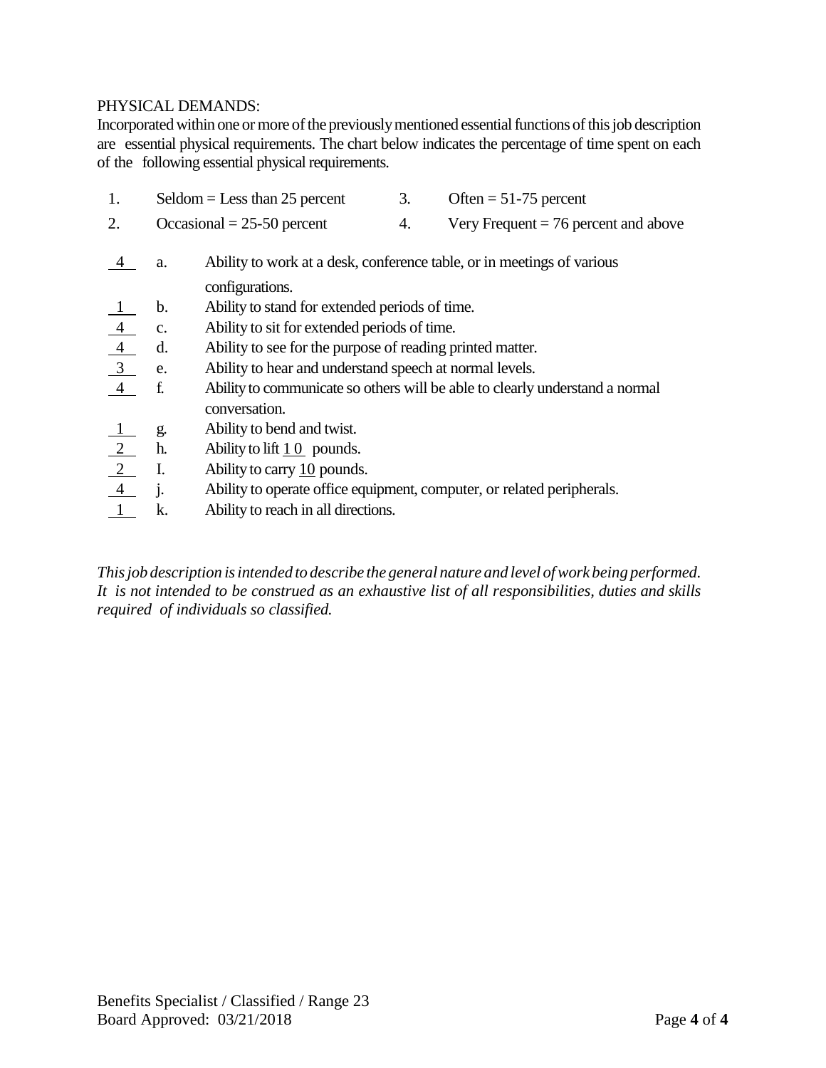PHYSICAL DEMANDS:

Incorporated within one or more of the previously mentioned essential functions of this job description are essential physical requirements. The chart below indicates the percentage of time spent on each of the following essential physical requirements.

| | | | |
|---|---|---|---|
| 1. | Seldom = Less than 25 percent | 3. | Often = 51-75 percent |
| 2. | Occasional = 25-50 percent | 4. | Very Frequent = 76 percent and above |

| | | |
|---|---|---|
| 4 | a. | Ability to work at a desk, conference table, or in meetings of various configurations. |
| 1 | b. | Ability to stand for extended periods of time. |
| 4 | c. | Ability to sit for extended periods of time. |
| 4 | d. | Ability to see for the purpose of reading printed matter. |
| 3 | e. | Ability to hear and understand speech at normal levels. |
| 4 | f. | Ability to communicate so others will be able to clearly understand a normal conversation. |
| 1 | g. | Ability to bend and twist. |
| 2 | h. | Ability to lift 1 0 pounds. |
| 2 | I. | Ability to carry 10 pounds. |
| 4 | j. | Ability to operate office equipment, computer, or related peripherals. |
| 1 | k. | Ability to reach in all directions. |

*This job description is intended to describe the general nature and level of work being performed. It is not intended to be construed as an exhaustive list of all responsibilities, duties and skills required of individuals so classified.*

Benefits Specialist / Classified / Range 23
Board Approved: 03/21/2018